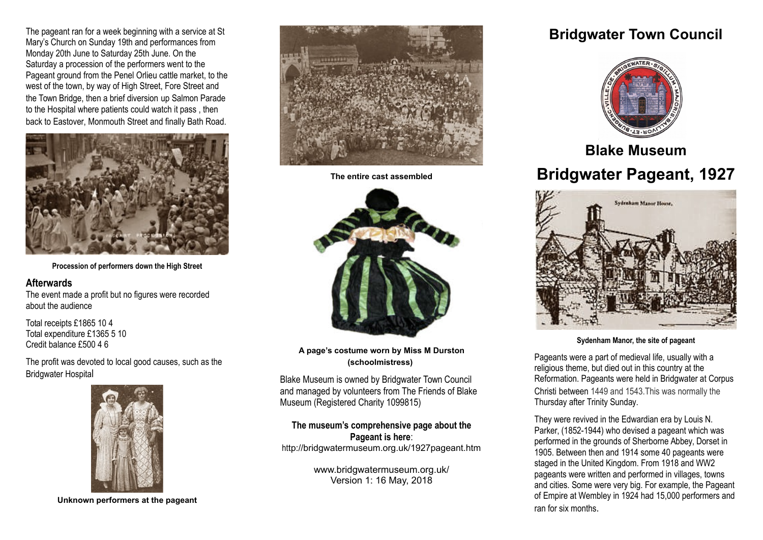The pageant ran for a week beginning with a service at St Mary's Church on Sunday 19th and performances from Monday 20th June to Saturday 25th June. On the Saturday a procession of the performers went to the Pageant ground from the Penel Orlieu cattle market, to the west of the town, by way of High Street, Fore Street and the Town Bridge, then a brief diversion up Salmon Parade to the Hospital where patients could watch it pass , then back to Eastover, Monmouth Street and finally Bath Road.

**Procession of performers down the High Street**

## Afterwards

The event made a profit but no figures were recorded about the audience

Total receipts £1865 10 4
Total expenditure £1365 5 10
Credit balance £500 4 6

The profit was devoted to local good causes, such as the Bridgwater Hospital

**Unknown performers at the pageant**

**The entire cast assembled**

**A page's costume worn by Miss M Durston (schoolmistress)**

Blake Museum is owned by Bridgwater Town Council and managed by volunteers from The Friends of Blake Museum (Registered Charity 1099815)

**The museum's comprehensive page about the Pageant is here**:
http://bridgwatermuseum.org.uk/1927pageant.htm

www.bridgwatermuseum.org.uk/
Version 1: 16 May, 2018

# Bridgwater Town Council

## Blake Museum

# Bridgwater Pageant, 1927

**Sydenham Manor, the site of pageant**

Pageants were a part of medieval life, usually with a religious theme, but died out in this country at the Reformation. Pageants were held in Bridgwater at Corpus Christi between 1449 and 1543.This was normally the Thursday after Trinity Sunday.

They were revived in the Edwardian era by Louis N. Parker, (1852-1944) who devised a pageant which was performed in the grounds of Sherborne Abbey, Dorset in 1905. Between then and 1914 some 40 pageants were staged in the United Kingdom. From 1918 and WW2 pageants were written and performed in villages, towns and cities. Some were very big. For example, the Pageant of Empire at Wembley in 1924 had 15,000 performers and ran for six months.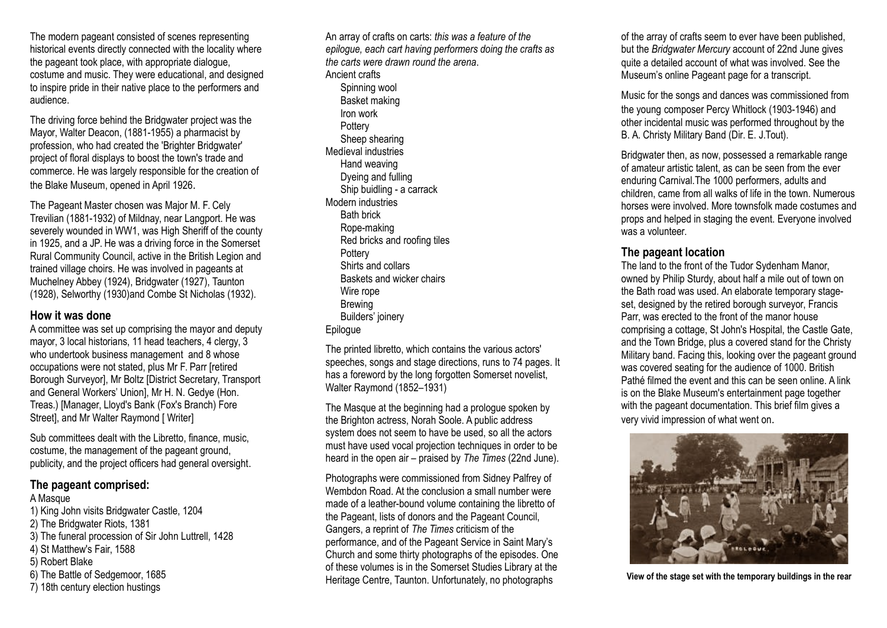The modern pageant consisted of scenes representing historical events directly connected with the locality where the pageant took place, with appropriate dialogue, costume and music. They were educational, and designed to inspire pride in their native place to the performers and audience.

The driving force behind the Bridgwater project was the Mayor, Walter Deacon, (1881-1955) a pharmacist by profession, who had created the 'Brighter Bridgwater' project of floral displays to boost the town's trade and commerce. He was largely responsible for the creation of the Blake Museum, opened in April 1926.

The Pageant Master chosen was Major M. F. Cely Trevilian (1881-1932) of Mildnay, near Langport. He was severely wounded in WW1, was High Sheriff of the county in 1925, and a JP. He was a driving force in the Somerset Rural Community Council, active in the British Legion and trained village choirs. He was involved in pageants at Muchelney Abbey (1924), Bridgwater (1927), Taunton (1928), Selworthy (1930)and Combe St Nicholas (1932).

## How it was done

A committee was set up comprising the mayor and deputy mayor, 3 local historians, 11 head teachers, 4 clergy, 3 who undertook business management and 8 whose occupations were not stated, plus Mr F. Parr [retired Borough Surveyor], Mr Boltz [District Secretary, Transport and General Workers' Union], Mr H. N. Gedye (Hon. Treas.) [Manager, Lloyd's Bank (Fox's Branch) Fore Street], and Mr Walter Raymond [ Writer]

Sub committees dealt with the Libretto, finance, music, costume, the management of the pageant ground, publicity, and the project officers had general oversight.

## The pageant comprised:

A Masque
1) King John visits Bridgwater Castle, 1204
2) The Bridgwater Riots, 1381
3) The funeral procession of Sir John Luttrell, 1428
4) St Matthew's Fair, 1588
5) Robert Blake
6) The Battle of Sedgemoor, 1685
7) 18th century election hustings

An array of crafts on carts: *this was a feature of the epilogue, each cart having performers doing the crafts as the carts were drawn round the arena*.

Ancient crafts
- Spinning wool
- Basket making
- Iron work
- Pottery
- Sheep shearing

Medieval industries
- Hand weaving
- Dyeing and fulling
- Ship buidling - a carrack

Modern industries
- Bath brick
- Rope-making
- Red bricks and roofing tiles
- Pottery
- Shirts and collars
- Baskets and wicker chairs
- Wire rope
- Brewing
- Builders' joinery

Epilogue

The printed libretto, which contains the various actors' speeches, songs and stage directions, runs to 74 pages. It has a foreword by the long forgotten Somerset novelist, Walter Raymond (1852–1931)

The Masque at the beginning had a prologue spoken by the Brighton actress, Norah Soole. A public address system does not seem to have be used, so all the actors must have used vocal projection techniques in order to be heard in the open air – praised by *The Times* (22nd June).

Photographs were commissioned from Sidney Palfrey of Wembdon Road. At the conclusion a small number were made of a leather-bound volume containing the libretto of the Pageant, lists of donors and the Pageant Council, Gangers, a reprint of *The Times* criticism of the performance, and of the Pageant Service in Saint Mary's Church and some thirty photographs of the episodes. One of these volumes is in the Somerset Studies Library at the Heritage Centre, Taunton. Unfortunately, no photographs of the array of crafts seem to ever have been published, but the *Bridgwater Mercury* account of 22nd June gives quite a detailed account of what was involved. See the Museum's online Pageant page for a transcript.

Music for the songs and dances was commissioned from the young composer Percy Whitlock (1903-1946) and other incidental music was performed throughout by the B. A. Christy Military Band (Dir. E. J.Tout).

Bridgwater then, as now, possessed a remarkable range of amateur artistic talent, as can be seen from the ever enduring Carnival.The 1000 performers, adults and children, came from all walks of life in the town. Numerous horses were involved. More townsfolk made costumes and props and helped in staging the event. Everyone involved was a volunteer.

## The pageant location

The land to the front of the Tudor Sydenham Manor, owned by Philip Sturdy, about half a mile out of town on the Bath road was used. An elaborate temporary stage-set, designed by the retired borough surveyor, Francis Parr, was erected to the front of the manor house comprising a cottage, St John's Hospital, the Castle Gate, and the Town Bridge, plus a covered stand for the Christy Military band. Facing this, looking over the pageant ground was covered seating for the audience of 1000. British Pathé filmed the event and this can be seen online. A link is on the Blake Museum's entertainment page together with the pageant documentation. This brief film gives a very vivid impression of what went on.

**View of the stage set with the temporary buildings in the rear**